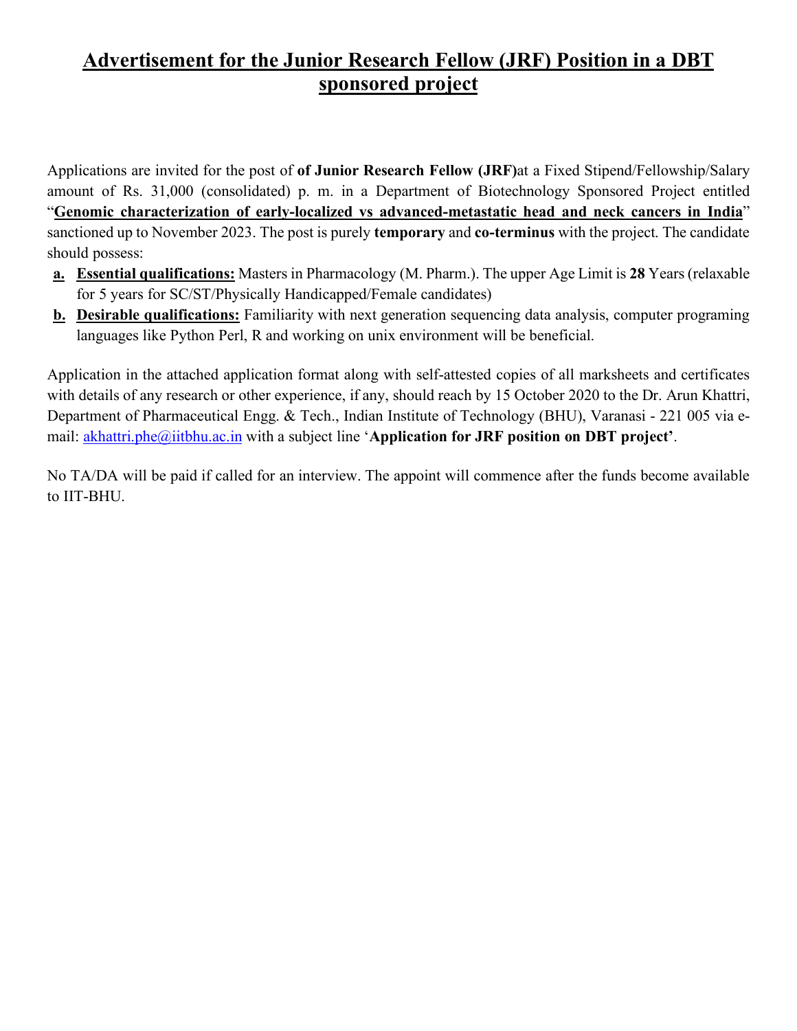# <u>Advertisement for the Junior Research Fellow (JRF) Position in a DBT sponsored project</u>

Applications are invited for the post of **of Junior Research Fellow (JRF)**at a Fixed Stipend/Fellowship/Salary amount of Rs. 31,000 (consolidated) p. m. in a Department of Biotechnology Sponsored Project entitled "**<u>Genomic characterization of early-localized vs advanced-metastatic head and neck cancers in India</u>**" sanctioned up to November 2023. The post is purely **temporary** and **co-terminus** with the project. The candidate should possess:

a. **<u>Essential qualifications:</u>** Masters in Pharmacology (M. Pharm.). The upper Age Limit is **28** Years (relaxable for 5 years for SC/ST/Physically Handicapped/Female candidates)

b. **<u>Desirable qualifications:</u>** Familiarity with next generation sequencing data analysis, computer programing languages like Python Perl, R and working on unix environment will be beneficial.

Application in the attached application format along with self-attested copies of all marksheets and certificates with details of any research or other experience, if any, should reach by 15 October 2020 to the Dr. Arun Khattri, Department of Pharmaceutical Engg. & Tech., Indian Institute of Technology (BHU), Varanasi - 221 005 via e-mail: akhattri.phe@iitbhu.ac.in with a subject line '**Application for JRF position on DBT project'**.

No TA/DA will be paid if called for an interview. The appoint will commence after the funds become available to IIT-BHU.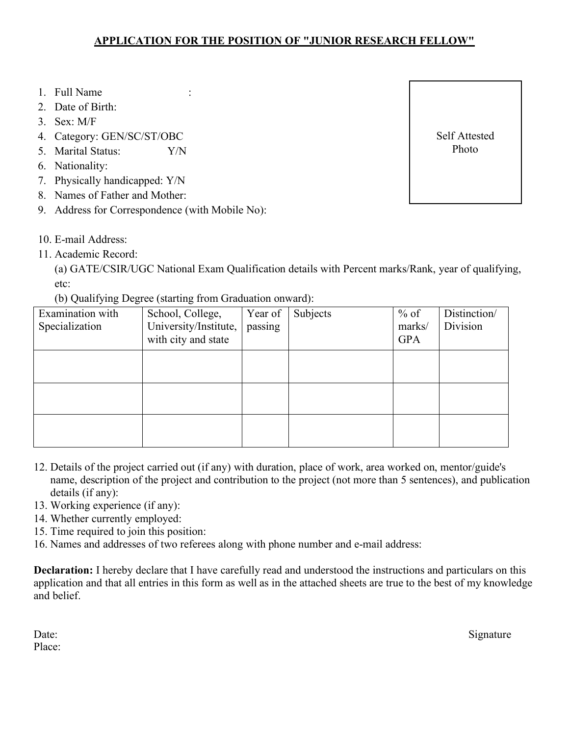## APPLICATION FOR THE POSITION OF "JUNIOR RESEARCH FELLOW"

Self Attested Photo

1. Full Name :
2. Date of Birth:
3. Sex: M/F
4. Category: GEN/SC/ST/OBC
5. Marital Status: Y/N
6. Nationality:
7. Physically handicapped: Y/N
8. Names of Father and Mother:
9. Address for Correspondence (with Mobile No):

10. E-mail Address:
11. Academic Record:

    (a) GATE/CSIR/UGC National Exam Qualification details with Percent marks/Rank, year of qualifying, etc:

    (b) Qualifying Degree (starting from Graduation onward):

| Examination with Specialization | School, College, University/Institute, with city and state | Year of passing | Subjects | % of marks/ GPA | Distinction/ Division |
|---|---|---|---|---|---|
| | | | | | |
| | | | | | |
| | | | | | |

12. Details of the project carried out (if any) with duration, place of work, area worked on, mentor/guide's name, description of the project and contribution to the project (not more than 5 sentences), and publication details (if any):
13. Working experience (if any):
14. Whether currently employed:
15. Time required to join this position:
16. Names and addresses of two referees along with phone number and e-mail address:

**Declaration:** I hereby declare that I have carefully read and understood the instructions and particulars on this application and that all entries in this form as well as in the attached sheets are true to the best of my knowledge and belief.

Date:

Place:

Signature